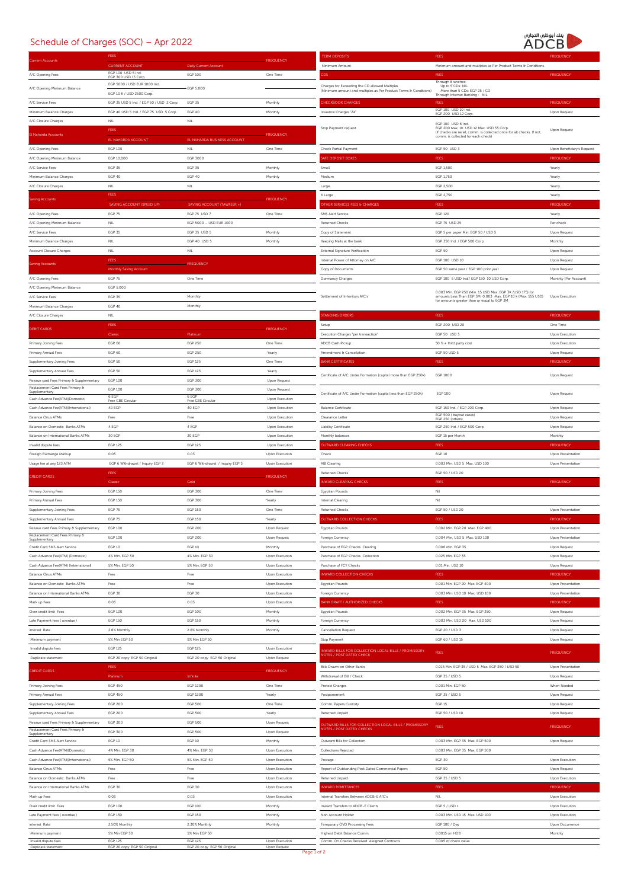# Schedule of Charges (SOC) – Apr 2022

## Current Accounts

| FEES | CURRENT ACCOUNT | Daily Current Account | FREQUENCY |
|---|---|---|---|
| A/C Opening Fees | EGP 100 USD 5 Ind. EGP 300 USD 15 Corp. | EGP 100 | One Time |
| A/C Opening Minimum Balance | EGP 5000 / USD EUR 1000 Ind. EGP 10 K / USD 2500 Corp. | EGP 5,000 | |
| A/C Service Fees | EGP 35 USD 5 Ind. / EGP 50 / USD 2 Corp. | EGP 35 | Monthly |
| Minimum Balance Charges | EGP 40 USD 5 Ind. / EGP 75 USD 5 Corp. | EGP 40 | Monthly |
| A/C Closure Charges | NIL | NIL | |

## El Naharda Accounts

| FEES | EL NAHARDA ACCOUNT | EL NAHARDA BUSINESS ACCOUNT | FREQUENCY |
|---|---|---|---|
| A/C Opening Fees | EGP 100 | NIL | One Time |
| A/C Opening Minimum Balance | EGP 10,000 | EGP 3000 | |
| A/C Service Fees | EGP 35 | EGP 35 | Monthly |
| Minimum Balance Charges | EGP 40 | EGP 40 | Monthly |
| A/C Closure Charges | NIL | NIL | |

## Saving Accounts

| FEES | SAVING ACCOUNT (SPEED UP) | SAVING ACCOUNT (TAWFEER +) | FREQUENCY |
|---|---|---|---|
| A/C Opening Fees | EGP 75 | EGP 75 USD 7 | One Time |
| A/C Opening Minimum Balance | NIL | EGP 5000 – USD EUR 1000 | |
| A/C Service Fees | EGP 35 | EGP 35 USD 5 | Monthly |
| Minimum Balance Charges | NIL | EGP 40 USD 5 | Monthly |
| Account Closure Charges | NIL | NIL | |

## Saving Accounts

| FEES | Monthly Saving Account | FREQUENCY |
|---|---|---|
| A/C Opening Fees | EGP 75 | One Time |
| A/C Opening Minimum Balance | EGP 5,000 | |
| A/C Service Fees | EGP 35 | Monthly |
| Minimum Balance Charges | EGP 40 | Monthly |
| A/C Closure Charges | NIL | |

## Debit Cards

| FEES | Classic | Platinum | FREQUENCY |
|---|---|---|---|
| Primary Joining Fees | EGP 60 | EGP 250 | One Time |
| Primary Annual Fees | EGP 60 | EGP 250 | Yearly |
| Supplementary Joining Fees | EGP 50 | EGP 125 | One Time |
| Supplementary Annual Fees | EGP 50 | EGP 125 | Yearly |
| Reissue card Fees Primary & Supplementary | EGP 100 | EGP 300 | Upon Request |
| Replacement Card Fees Primary & Supplementary | EGP 100 | EGP 300 | Upon Request |
| Cash Advance Fee(ATM)(Domestic) | 6 EGP Free CBE Circular | 6 EGP Free CBE Circular | Upon Execution |
| Cash Advance Fee(ATM)(International) | 40 EGP | 40 EGP | Upon Execution |
| Balance Onus ATMs | Free | Free | Upon Execution |
| Balance on Domestic Banks ATMs | 4 EGP | 4 EGP | Upon Execution |
| Balance on International Banks ATMs | 30 EGP | 30 EGP | Upon Execution |
| Invalid dispute fees | EGP 125 | EGP 125 | Upon Execution |
| Foreign Exchange Markup | 0.03 | 0.03 | Upon Execution |
| Usage fee at any 123 ATM | EGP 6 Withdrawal / Inquiry EGP 3 | EGP 6 Withdrawal / Inquiry EGP 3 | Upon Execution |

## Credit Cards

| FEES | Classic | Gold | FREQUENCY |
|---|---|---|---|
| Primary Joining Fees | EGP 150 | EGP 300 | One Time |
| Primary Annual Fees | EGP 150 | EGP 300 | Yearly |
| Supplementary Joining Fees | EGP 75 | EGP 150 | One Time |
| Supplementary Annual Fees | EGP 75 | EGP 150 | Yearly |
| Reissue card Fees Primary & Supplementary | EGP 100 | EGP 200 | Upon Request |
| Replacement Card Fees Primary & Supplementary | EGP 100 | EGP 200 | Upon Request |
| Credit Card SMS Alert Service | EGP 10 | EGP 10 | Monthly |
| Cash Advance Fee(ATM) (Domestic) | 4% Min. EGP 30 | 4% Min. EGP 30 | Upon Execution |
| Cash Advance Fee(ATM) (International) | 5% Min. EGP 50 | 5% Min. EGP 50 | Upon Execution |
| Balance Onus ATMs | Free | Free | Upon Execution |
| Balance on Domestic Banks ATMs | Free | Free | Upon Execution |
| Balance on International Banks ATMs | EGP 30 | EGP 30 | Upon Execution |
| Mark up fees | 0.03 | 0.03 | Upon Execution |
| Over credit limit Fees | EGP 100 | EGP 100 | Monthly |
| Late Payment fees ( overdue ) | EGP 150 | EGP 150 | Monthly |
| interest Rate | 2.8% Monthly | 2.8% Monthly | Monthly |
| Minimum payment | 5% Min EGP 50 | 5% Min EGP 50 | |
| Invalid dispute fees | EGP 125 | EGP 125 | Upon Execution |
| Duplicate statement | EGP 20 copy EGP 50 Original | EGP 20 copy EGP 50 Original | Upon Request |

## Credit Cards

| FEES | Platinum | Infinite | FREQUENCY |
|---|---|---|---|
| Primary Joining Fees | EGP 450 | EGP 1200 | One Time |
| Primary Annual Fees | EGP 450 | EGP 1200 | Yearly |
| Supplementary Joining Fees | EGP 200 | EGP 500 | One Time |
| Supplementary Annual Fees | EGP 200 | EGP 500 | Yearly |
| Reissue card Fees Primary & Supplementary | EGP 300 | EGP 500 | Upon Request |
| Replacement Card Fees Primary & Supplementary | EGP 300 | EGP 500 | Upon Request |
| Credit Card SMS Alert Service | EGP 10 | EGP 10 | Monthly |
| Cash Advance Fee(ATM)(Domestic) | 4% Min. EGP 30 | 4% Min. EGP 30 | Upon Execution |
| Cash Advance Fee(ATM)(International) | 5% Min. EGP 50 | 5% Min. EGP 50 | Upon Execution |
| Balance Onus ATMs | Free | Free | Upon Execution |
| Balance on Domestic Banks ATMs | Free | Free | Upon Execution |
| Balance on International Banks ATMs | EGP 30 | EGP 30 | Upon Execution |
| Mark up fees | 0.03 | 0.03 | Upon Execution |
| Over credit limit Fees | EGP 100 | EGP 100 | Monthly |
| Late Payment fees ( overdue ) | EGP 150 | EGP 150 | Monthly |
| interest Rate | 2.50% Monthly | 2.30% Monthly | Monthly |
| Minimum payment | 5% Min EGP 50 | 5% Min EGP 50 | |
| Invalid dispute fees | EGP 125 | EGP 125 | Upon Execution |
| Duplicate statement | EGP 20 copy EGP 50 Original | EGP 20 copy EGP 50 Original | Upon Request |

## Term Deposits

| TERM DEPOSITS | FEES | FREQUENCY |
|---|---|---|
| Minimum Amount | Minimum amount and multiples as Per Product Terms & Conditions. | |

## CDs

| CDS | FEES | FREQUENCY |
|---|---|---|
| Charges for Exceeding the CD allowed Multiples (Minimum amount and multiples as Per Product Terms & Conditions) | Through Branches: Up to 5 CDs: NIL More than 5 CDs: EGP 25 / CD Through Internet Banking : NIL | |

## Checkbook Charges

| CHECKBOOK CHARGES | FEES | FREQUENCY |
|---|---|---|
| Issuance Charges "24" | EGP 100 USD 10 Ind. EGP 200 USD 12 Corp. | Upon Request |
| Stop Payment request | EGP 100 USD 6 Ind. EGP 200 Max. 1K USD 12 Max. USD 55 Corp. (If checks are serial, comm. is collected once for all checks. If not, comm. is collected for each check) | Upon Request |
| Check Partial Payment | EGP 50 USD 3 | Upon Beneficiary's Request |

## Safe Deposit Boxes

| SAFE DEPOSIT BOXES | FEES | FREQUENCY |
|---|---|---|
| Small | EGP 1,500 | Yearly |
| Medium | EGP 1,750 | Yearly |
| Large | EGP 2,500 | Yearly |
| X Large | EGP 2,750 | Yearly |

## Other Services Fees & Charges

| OTHER SERVICES FEES & CHARGES | FEES | FREQUENCY |
|---|---|---|
| SMS Alert Service | EGP 120 | Yearly |
| Returned Checks | EGP 75 USD 25 | Per check |
| Copy of Statement | EGP 5 per paper Min. EGP 50 / USD 5 | Upon Request |
| Keeping Mails at the bank | EGP 350 Ind. / EGP 500 Corp. | Monthly |
| External Signature Verification | EGP 50 | Upon Request |
| Internal Power of Attorney on A/C | EGP 100 USD 10 | Upon Request |
| Copy of Documents | EGP 50 same year / EGP 100 prior year | Upon Request |
| Dormancy Charges | EGP 100 5 USD Ind / EGP 150 10 USD Corp. | Monthly (Per Account) |
| Settlement of Inheritors A/C's | 0.003 Min. EGP 250 (Min. 15 USD Max. EGP 3K (USD 175) for amounts Less Than EGP 3M 0.003 Max. EGP 10 k (Max. 555 USD) for amounts greater than or equal to EGP 3M | Upon Execution |

## Standing Orders

| STANDING ORDERS | FEES | FREQUENCY |
|---|---|---|
| Setup | EGP 200 USD 20 | One Time |
| Execution Charges "per transaction" | EGP 50 USD 5 | Upon Execution |
| ADCB Cash Pickup | 50 % + third party cost | Upon Execution |
| Amendment & Cancellation | EGP 50 USD 5 | Upon Request |

## Bank Certificates

| BANK CERTIFICATES | FEES | FREQUENCY |
|---|---|---|
| Certificate of A/C Under Formation (capital more than EGP 250k) | EGP 1000 | Upon Request |
| Certificate of A/C Under Formation (capital less than EGP 250k) | EGP 100 | Upon Request |
| Balance Certificate | EGP 150 Ind. / EGP 200 Corp. | Upon Request |
| Clearance Letter | EGP 500 ( buyout cases) EGP 250 (others) | Upon Request |
| Liability Certificate | EGP 250 Ind. / EGP 500 Corp. | Upon Request |
| Monthly balances | EGP 15 per Month | Monthly |

## Outward Clearing Checks

| OUTWARD CLEARING CHECKS | FEES | FREQUENCY |
|---|---|---|
| Check | EGP 10 | Upon Presentation |
| AIB Clearing | 0.003 Min. USD 5 Max. USD 100 | Upon Presentation |
| Returned Checks | EGP 50 / USD 20 | |

## Inward Clearing Checks

| INWARD CLEARING CHECKS | FEES | FREQUENCY |
|---|---|---|
| Egyptian Pounds | Nil | |
| Internal Clearing | Nil | |
| Returned Checks | EGP 50 / USD 20 | Upon Presentation |

## Outward Collection Checks

| OUTWARD COLLECTION CHECKS | FEES | FREQUENCY |
|---|---|---|
| Egyptian Pounds | 0.002 Min. EGP 20 Max. EGP 400 | Upon Presentation |
| Foreign Currency | 0.004 Min. USD 5 Max. USD 100 | Upon Presentation |
| Purchase of EGP Checks Clearing | 0.006 Min. EGP 35 | Upon Request |
| Purchase of EGP Checks Collection | 0.025 Min. EGP 35 | Upon Request |
| Purchase of FCY Checks | 0.01 Min. USD 10 | Upon Request |

## Inward Collection Checks

| INWARD COLLECTION CHECKS | FEES | FREQUENCY |
|---|---|---|
| Egyptian Pounds | 0.001 Min. EGP 20 Max. EGP 400 | Upon Presentation |
| Foreign Currency | 0.003 Min. USD 10 Max. USD 100 | Upon Presentation |

## Bank Draft / Authorized Checks

| BANK DRAFT / AUTHORIZED CHECKS | FEES | FREQUENCY |
|---|---|---|
| Egyptian Pounds | 0.002 Min. EGP 35 Max. EGP 350 | Upon Request |
| Foreign Currency | 0.003 Min. USD 20 Max. USD 100 | Upon Request |
| Cancellation Request | EGP 20 / USD 3 | Upon Request |
| Stop Payment | EGP 60 / USD 15 | Upon Request |

## Inward Bills for Collection Local Bills / Promissory Notes / Post Dated Check

| INWARD BILLS FOR COLLECTION LOCAL BILLS / PROMISSORY NOTES / POST DATED CHECK | FEES | FREQUENCY |
|---|---|---|
| Bills Drawn on Other Banks | 0.015 Min. EGP 35 / USD 5 Max. EGP 350 / USD 50 | Upon Presentation |
| Withdrawal of Bill / Check | EGP 35 / USD 5 | Upon Request |
| Protest Charges | 0.001 Min. EGP 50 | When Needed |
| Postponement | EGP 35 / USD 5 | Upon Request |
| Comm. Papers Custody | EGP 15 | Upon Request |
| Returned Unpaid | EGP 50 / USD 10 | Upon Request |

## Outward Bills for Collection Local Bills / Promissory Notes / Post Dated Checks

| OUTWARD BILLS FOR COLLECTION LOCAL BILLS / PROMISSORY NOTES / POST DATED CHECKS | FEES | FREQUENCY |
|---|---|---|
| Outward Bills for Collection | 0.003 Min. EGP 35 Max. EGP 500 | Upon Request |
| Collections Rejected | 0.003 Min. EGP 35 Max. EGP 500 | |
| Postage | EGP 30 | Upon Execution |
| Report of Outstanding Post Dated Commercial Papers | EGP 50 | Upon Request |
| Returned Unpaid | EGP 35 / USD 5 | Upon Execution |

## Inward Remittances

| INWARD REMITTANCES | FEES | FREQUENCY |
|---|---|---|
| Internal Transfers Between ADCB-E A/C's | NIL | Upon Execution |
| Inward Transfers to ADCB-E Clients | EGP 5 / USD 1 | Upon Execution |
| Non Account Holder | 0.003 Min. USD 15 Max. USD 100 | Upon Execution |
| Temporary OVD Processing Fees | EGP 100 / Day | Upon Occurrence |
| Highest Debit Balance Comm. | 0.0015 on HDB | Monthly |
| Comm. On Checks Received Assigned Contracts | 0.005 of check value | |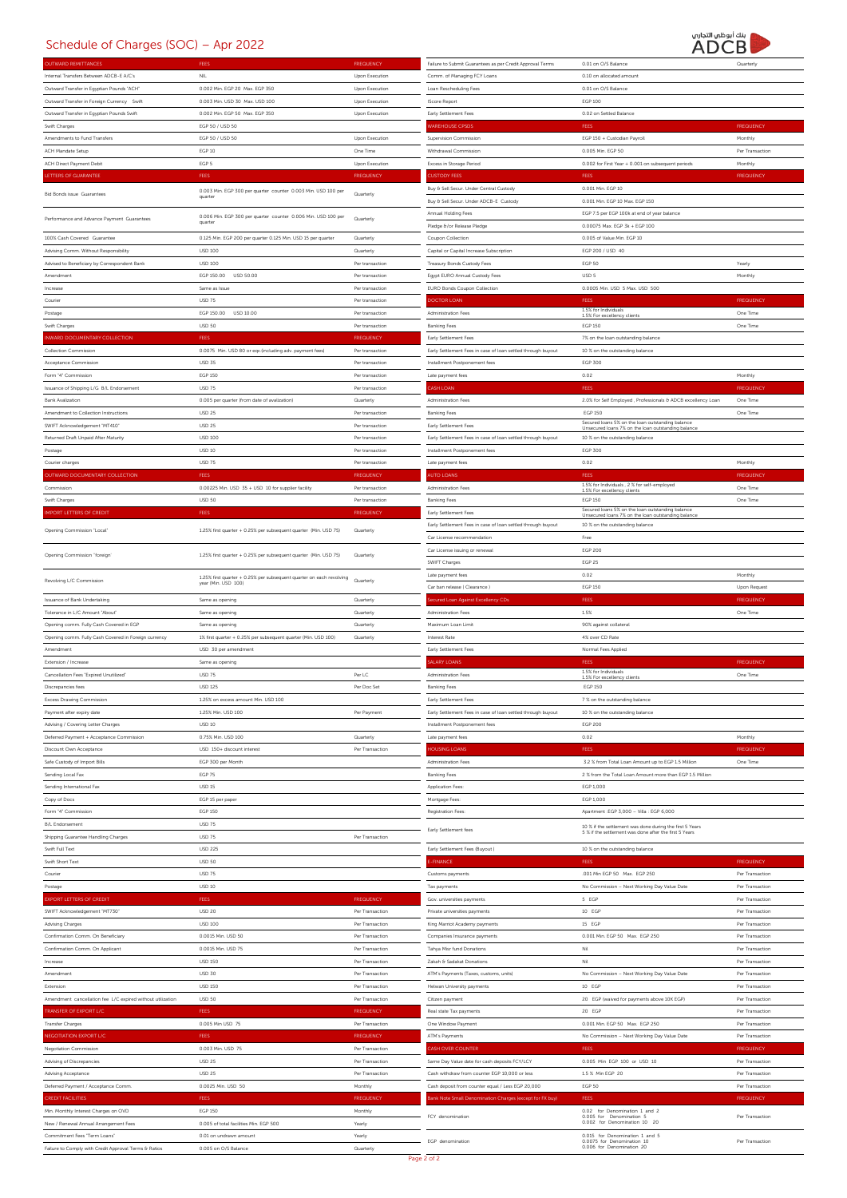# Schedule of Charges (SOC) – Apr 2022

بنك أبوظبي التجاري ADCB

| OUTWARD REMITTANCES | FEES | FREQUENCY |
|---|---|---|
| Internal Transfers Between ADCB-E A/C's | NIL | Upon Execution |
| Outward Transfer in Egyptian Pounds "ACH" | 0.002 Min. EGP 20 Max. EGP 350 | Upon Execution |
| Outward Transfer in Foreign Currency Swift | 0.003 Min. USD 30 Max. USD 100 | Upon Execution |
| Outward Transfer in Egyptian Pounds Swift | 0.002 Min. EGP 50 Max. EGP 350 | Upon Execution |
| Swift Charges | EGP 50 / USD 50 | |
| Amendments to Fund Transfers | EGP 50 / USD 50 | Upon Execution |
| ACH Mandate Setup | EGP 10 | One Time |
| ACH Direct Payment Debit | EGP 5 | Upon Execution |

| LETTERS OF GUARANTEE | FEES | FREQUENCY |
|---|---|---|
| Bid Bonds issue Guarantees | 0.003 Min. EGP 300 per quarter counter 0.003 Min. USD 100 per quarter | Quarterly |
| Performance and Advance Payment Guarantees | 0.006 Min. EGP 300 per quarter counter 0.006 Min. USD 100 per quarter | Quarterly |
| 100% Cash Covered Guarantee | 0.125 Min. EGP 200 per quarter 0.125 Min. USD 15 per quarter | Quarterly |
| Advising Comm. Without Responsibility | USD 100 | Quarterly |
| Advised to Beneficiary by Correspondent Bank | USD 100 | Per transaction |
| Amendment | EGP 150.00 USD 50.00 | Per transaction |
| Increase | Same as Issue | Per transaction |
| Courier | USD 75 | Per transaction |
| Postage | EGP 150.00 USD 10.00 | Per transaction |
| Swift Charges | USD 50 | Per transaction |

| INWARD DOCUMENTARY COLLECTION | FEES | FREQUENCY |
|---|---|---|
| Collection Commission | 0.0075 Min. USD 80 or eqv.(including adv. payment fees) | Per transaction |
| Acceptance Commission | USD 35 | Per transaction |
| Form "4" Commission | EGP 150 | Per transaction |
| Issuance of Shipping L/G. B/L Endorsement | USD 75 | Per transaction |
| Bank Avalization | 0.005 per quarter (from date of avalization) | Quarterly |
| Amendment to Collection Instructions | USD 25 | Per transaction |
| SWIFT Acknowledgement "MT410" | USD 25 | Per transaction |
| Returned Draft Unpaid After Maturity | USD 100 | Per transaction |
| Postage | USD 10 | Per transaction |
| Courier charges | USD 75 | Per transaction |

| OUTWARD DOCUMENTARY COLLECTION | FEES | FREQUENCY |
|---|---|---|
| Commission | 0.00225 Min. USD 35 + USD 10 for supplier facility | Per transaction |
| Swift Charges | USD 50 | Per transaction |

| IMPORT LETTERS OF CREDIT | FEES | FREQUENCY |
|---|---|---|
| Opening Commission "Local" | 1.25% first quarter + 0.25% per subsequent quarter (Min. USD 75) | Quarterly |
| Opening Commission "foreign" | 1.25% first quarter + 0.25% per subsequent quarter (Min. USD 75) | Quarterly |
| Revolving L/C Commission | 1.25% first quarter + 0.25% per subsequent quarter on each revolving year (Min. USD 100) | Quarterly |
| Issuance of Bank Undertaking | Same as opening | Quarterly |
| Tolerance in L/C Amount "About" | Same as opening | Quarterly |
| Opening comm. Fully Cash Covered in EGP | Same as opening | Quarterly |
| Opening comm. Fully Cash Covered in Foreign currency | 1% first quarter + 0.25% per subsequent quarter (Min. USD 100) | Quarterly |
| Amendment | USD 30 per amendment | |
| Extension / Increase | Same as opening | |
| Cancellation Fees "Expired Unutilized" | USD 75 | Per L.C |
| Discrepancies fees | USD 125 | Per Doc Set |
| Excess Drawing Commission | 1.25% on excess amount Min. USD 100 | |
| Payment after expiry date | 1.25% Min. USD 100 | Per Payment |
| Advising / Covering Letter Charges | USD 10 | |
| Deferred Payment + Acceptance Commission | 0.75% Min. USD 100 | Quarterly |
| Discount Own Acceptance | USD 150+ discount interest | Per Transaction |
| Safe Custody of Import Bills | EGP 300 per Month | |
| Sending Local Fax | EGP 75 | |
| Sending International Fax | USD 15 | |
| Copy of Docs | EGP 15 per paper | |
| Form "4" Commission | EGP 150 | |
| B/L Endorsement | USD 75 | |
| Shipping Guarantee Handling Charges | USD 75 | Per Transaction |
| Swift Full Text | USD 225 | |
| Swift Short Text | USD 50 | |
| Courier | USD 75 | |
| Postage | USD 10 | |

| EXPORT LETTERS OF CREDIT | FEES | FREQUENCY |
|---|---|---|
| SWIFT Acknowledgement "MT730" | USD 20 | Per Transaction |
| Advising Charges | USD 100 | Per Transaction |
| Confirmation Comm. On Beneficiary | 0.0015 Min. USD 50 | Per Transaction |
| Confirmation Comm. On Applicant | 0.0015 Min. USD 75 | Per Transaction |
| Increase | USD 150 | Per Transaction |
| Amendment | USD 30 | Per Transaction |
| Extension | USD 150 | Per Transaction |
| Amendment cancellation fee L/C expired without utilization | USD 50 | Per Transaction |

| TRANSFER OF EXPORT L/C | FEES | FREQUENCY |
|---|---|---|
| Transfer Charges | 0.005 Min USD 75 | Per Transaction |

| NEGOTIATION EXPORT L/C | FEES | FREQUENCY |
|---|---|---|
| Negotiation Commission | 0.003 Min. USD 75 | Per Transaction |
| Advising of Discrepancies | USD 25 | Per Transaction |
| Advising Acceptance | USD 25 | Per Transaction |
| Deferred Payment / Acceptance Comm. | 0.0025 Min. USD 50 | Monthly |

| CREDIT FACILITIES | FEES | FREQUENCY |
|---|---|---|
| Min. Monthly Interest Charges on O/D | EGP 150 | Monthly |
| New / Renewal Annual Arrangement Fees | 0.005 of total facilities Min. EGP 500 | Yearly |
| Commitment Fees "Term Loans" | 0.01 on undrawn amount | Yearly |
| Failure to Comply with Credit Approval Terms & Ratios | 0.005 on O/S Balance | Quarterly |
| Failure to Submit Guarantees as per Credit Approval Terms | 0.01 on O/S Balance | Quarterly |
| Comm. of Managing FCY Loans | 0.10 on allocated amount | |
| Loan Rescheduling Fees | 0.01 on O/S Balance | |
| IScore Report | EGP 100 | |
| Early Settlement Fees | 0.02 on Settled Balance | |

| WAREHOUSE CPSDS | FEES | FREQUENCY |
|---|---|---|
| Supervision Commission | EGP 150 + Custodian Payroll | Monthly |
| Withdrawal Commission | 0.005 Min. EGP 50 | Per Transaction |
| Excess in Storage Period | 0.002 for First Year + 0.001 on subsequent periods | Monthly |

| CUSTODY FEES | FEES | FREQUENCY |
|---|---|---|
| Buy & Sell Secur. Under Central Custody | 0.001 Min. EGP 10 | |
| Buy & Sell Secur. Under ADCB-E Custody | 0.001 Min. EGP 10 Max. EGP 150 | |
| Annual Holding Fees | EGP 7.5 per EGP 100k at end of year balance | |
| Pledge &/or Release Pledge | 0.00075 Max. EGP 3k + EGP 100 | |
| Coupon Collection | 0.005 of Value Min. EGP 10 | |
| Capital or Capital Increase Subscription | EGP 200 / USD 40 | |
| Treasury Bonds Custody Fees | EGP 50 | Yearly |
| Egypt EURO Annual Custody Fees | USD 5 | Monthly |
| EURO Bonds Coupon Collection | 0.0005 Min. USD 5 Max. USD 500 | |

| DOCTOR LOAN | FEES | FREQUENCY |
|---|---|---|
| Administration Fees | 1.5% for Individuals<br>1.5% For excellency clients | One Time |
| Banking Fees | EGP 150 | One Time |
| Early Settlement Fees | 7% on the loan outstanding balance | |
| Early Settlement Fees in case of loan settled through buyout | 10 % on the outstanding balance | |
| Installment Postponement fees | EGP 300 | |
| Late payment fees | 0.02 | Monthly |

| CASH LOAN | FEES | FREQUENCY |
|---|---|---|
| Administration Fees | 2.0% for Self Employed , Professionals & ADCB excellency Loan | One Time |
| Banking Fees | EGP 150 | One Time |
| Early Settlement Fees | Secured loans 5% on the loan outstanding balance<br>Unsecured loans 7% on the loan outstanding balance | |
| Early Settlement Fees in case of loan settled through buyout | 10 % on the outstanding balance | |
| Installment Postponement fees | EGP 300 | |
| Late payment fees | 0.02 | Monthly |

| AUTO LOANS | FEES | FREQUENCY |
|---|---|---|
| Administration Fees | 1.5% for Individuals , 2 % for self-employed<br>1.5% For excellency clients | One Time |
| Banking Fees | EGP 150 | One Time |
| Early Settlement Fees | Secured loans 5% on the loan outstanding balance<br>Unsecured loans 7% on the loan outstanding balance | |
| Early Settlement Fees in case of loan settled through buyout | 10 % on the outstanding balance | |
| Car License recommendation | Free | |
| Car License issuing or renewal | EGP 200 | |
| SWIFT Charges | EGP 25 | |
| Late payment fees | 0.02 | Monthly |
| Car ban release ( Clearance ) | EGP 150 | Upon Request |

| Secured Loan Against Excellency CDs | FEES | FREQUENCY |
|---|---|---|
| Administration Fees | 1.5% | One Time |
| Maximum Loan Limit | 90% against collateral | |
| Interest Rate | 4% over CD Rate | |
| Early Settlement Fees | Normal Fees Applied | |

| SALARY LOANS | FEES | FREQUENCY |
|---|---|---|
| Administration Fees | 1.5% for Individuals<br>1.5% For excellency clients | One Time |
| Banking Fees | EGP 150 | |
| Early Settlement Fees | 7 % on the outstanding balance | |
| Early Settlement Fees in case of loan settled through buyout | 10 % on the outstanding balance | |
| Installment Postponement fees | EGP 200 | |
| Late payment fees | 0.02 | Monthly |

| HOUSING LOANS | FEES | FREQUENCY |
|---|---|---|
| Administration Fees | 3.2 % from Total Loan Amount up to EGP 1.5 Million | One Time |
| Banking Fees | 2 % from the Total Loan Amount more than EGP 1.5 Million | |
| Application Fees: | EGP 1,000 | |
| Mortgage Fees: | EGP 1,000 | |
| Registration Fees: | Apartment :EGP 3,000 – Villa : EGP 6,000 | |
| Early Settlement fees | 10 % if the settlement was done during the first 5 Years<br>5 % if the settlement was done after the first 5 Years | |
| Early Settlement Fees (Buyout ) | 10 % on the outstanding balance | |

| E-FINANCE | FEES | FREQUENCY |
|---|---|---|
| Customs payments | .001 Min EGP 50 Max. EGP 250 | Per Transaction |
| Tax payments | No Commission – Next Working Day Value Date | Per Transaction |
| Gov. universities payments | 5 EGP | Per Transaction |
| Private universities payments | 10 EGP | Per Transaction |
| King Marriot Academy payments | 15 EGP | Per Transaction |
| Companies Insurance payments | 0.001 Min. EGP 50 Max. EGP 250 | Per Transaction |
| Tahya Misr fund Donations | Nil | Per Transaction |
| Zakah & Sadakat Donations | Nil | Per Transaction |
| ATM's Payments (Taxes, customs, units) | No Commission – Next Working Day Value Date | Per Transaction |
| Helwan University payments | 10 EGP | Per Transaction |
| Citizen payment | 20 EGP (waived for payments above 10K EGP) | Per Transaction |
| Real state Tax payments | 20 EGP | Per Transaction |
| One Window Payment | 0.001 Min. EGP 50 Max. EGP 250 | Per Transaction |
| ATM's Payments | No Commission – Next Working Day Value Date | Per Transaction |

| CASH OVER COUNTER | FEES | FREQUENCY |
|---|---|---|
| Same Day Value date for cash deposits FCY/LCY | 0.005 Min EGP 100 or USD 10 | Per Transaction |
| Cash withdraw from counter EGP 10,000 or less | 1.5 % Min EGP 20 | Per Transaction |
| Cash deposit from counter equal / Less EGP 20,000 | EGP 50 | Per Transaction |

| Bank Note Small Denomination Charges (except for FX buy) | FEES | FREQUENCY |
|---|---|---|
| FCY denomination | 0.02 for Denomination 1 and 2<br>0.005 for Denomination 5<br>0.002 for Denomination 10 20 | Per Transaction |
| EGP denomination | 0.015 for Denomination 1 and 5<br>0.0075 for Denomination 10<br>0.006 for Denomination 20 | Per Transaction |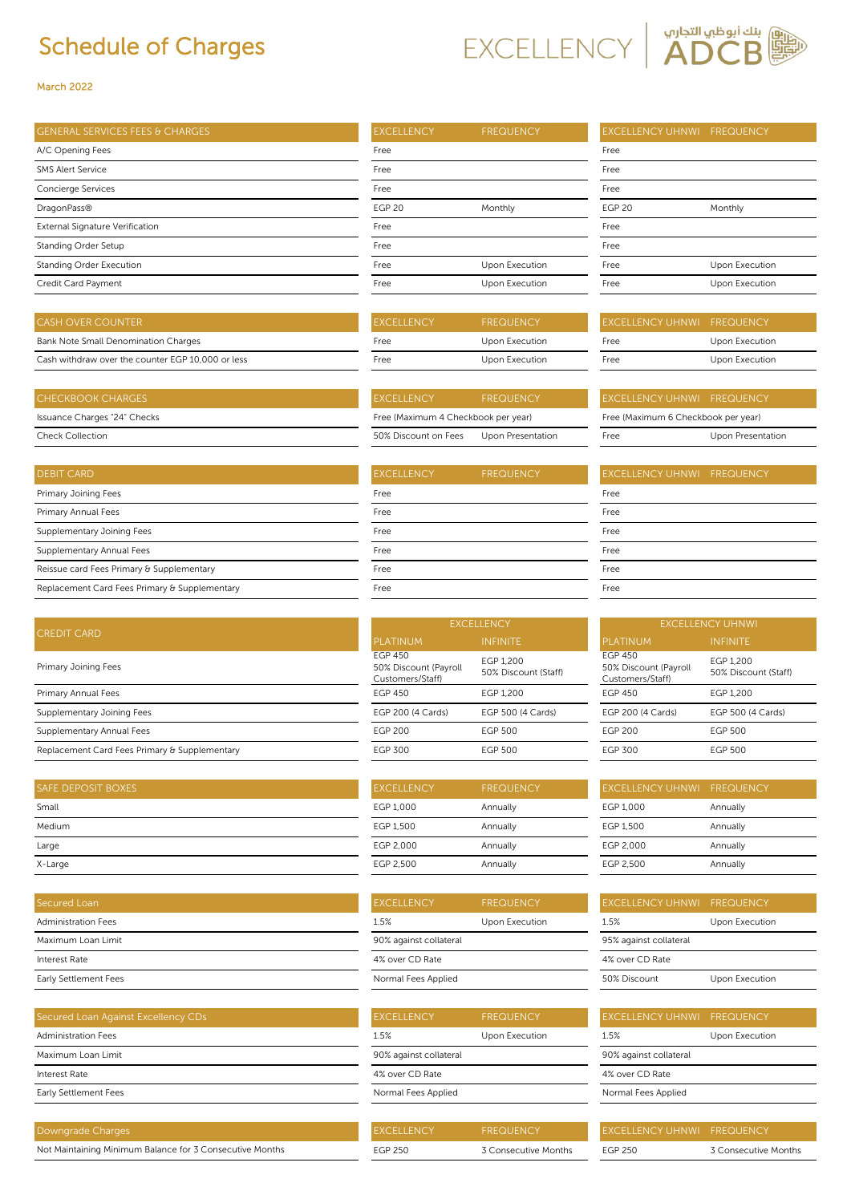# Schedule of Charges

EXCELLENCY | بنك أبوظبي التجاري ADCB

March 2022

| GENERAL SERVICES FEES & CHARGES | EXCELLENCY | FREQUENCY | EXCELLENCY UHNWI | FREQUENCY |
|---|---|---|---|---|
| A/C Opening Fees | Free | | Free | |
| SMS Alert Service | Free | | Free | |
| Concierge Services | Free | | Free | |
| DragonPass® | EGP 20 | Monthly | EGP 20 | Monthly |
| External Signature Verification | Free | | Free | |
| Standing Order Setup | Free | | Free | |
| Standing Order Execution | Free | Upon Execution | Free | Upon Execution |
| Credit Card Payment | Free | Upon Execution | Free | Upon Execution |

| CASH OVER COUNTER | EXCELLENCY | FREQUENCY | EXCELLENCY UHNWI | FREQUENCY |
|---|---|---|---|---|
| Bank Note Small Denomination Charges | Free | Upon Execution | Free | Upon Execution |
| Cash withdraw over the counter EGP 10,000 or less | Free | Upon Execution | Free | Upon Execution |

| CHECKBOOK CHARGES | EXCELLENCY | FREQUENCY | EXCELLENCY UHNWI | FREQUENCY |
|---|---|---|---|---|
| Issuance Charges "24" Checks | Free (Maximum 4 Checkbook per year) | | Free (Maximum 6 Checkbook per year) | |
| Check Collection | 50% Discount on Fees | Upon Presentation | Free | Upon Presentation |

| DEBIT CARD | EXCELLENCY | FREQUENCY | EXCELLENCY UHNWI | FREQUENCY |
|---|---|---|---|---|
| Primary Joining Fees | Free | | Free | |
| Primary Annual Fees | Free | | Free | |
| Supplementary Joining Fees | Free | | Free | |
| Supplementary Annual Fees | Free | | Free | |
| Reissue card Fees Primary & Supplementary | Free | | Free | |
| Replacement Card Fees Primary & Supplementary | Free | | Free | |

| CREDIT CARD | EXCELLENCY | | EXCELLENCY UHNWI | |
|---|---|---|---|---|
| | PLATINUM | INFINITE | PLATINUM | INFINITE |
| Primary Joining Fees | EGP 450 50% Discount (Payroll Customers/Staff) | EGP 1,200 50% Discount (Staff) | EGP 450 50% Discount (Payroll Customers/Staff) | EGP 1,200 50% Discount (Staff) |
| Primary Annual Fees | EGP 450 | EGP 1,200 | EGP 450 | EGP 1,200 |
| Supplementary Joining Fees | EGP 200 (4 Cards) | EGP 500 (4 Cards) | EGP 200 (4 Cards) | EGP 500 (4 Cards) |
| Supplementary Annual Fees | EGP 200 | EGP 500 | EGP 200 | EGP 500 |
| Replacement Card Fees Primary & Supplementary | EGP 300 | EGP 500 | EGP 300 | EGP 500 |

| SAFE DEPOSIT BOXES | EXCELLENCY | FREQUENCY | EXCELLENCY UHNWI | FREQUENCY |
|---|---|---|---|---|
| Small | EGP 1,000 | Annually | EGP 1,000 | Annually |
| Medium | EGP 1,500 | Annually | EGP 1,500 | Annually |
| Large | EGP 2,000 | Annually | EGP 2,000 | Annually |
| X-Large | EGP 2,500 | Annually | EGP 2,500 | Annually |

| Secured Loan | EXCELLENCY | FREQUENCY | EXCELLENCY UHNWI | FREQUENCY |
|---|---|---|---|---|
| Administration Fees | 1.5% | Upon Execution | 1.5% | Upon Execution |
| Maximum Loan Limit | 90% against collateral | | 95% against collateral | |
| Interest Rate | 4% over CD Rate | | 4% over CD Rate | |
| Early Settlement Fees | Normal Fees Applied | | 50% Discount | Upon Execution |

| Secured Loan Against Excellency CDs | EXCELLENCY | FREQUENCY | EXCELLENCY UHNWI | FREQUENCY |
|---|---|---|---|---|
| Administration Fees | 1.5% | Upon Execution | 1.5% | Upon Execution |
| Maximum Loan Limit | 90% against collateral | | 90% against collateral | |
| Interest Rate | 4% over CD Rate | | 4% over CD Rate | |
| Early Settlement Fees | Normal Fees Applied | | Normal Fees Applied | |

| Downgrade Charges | EXCELLENCY | FREQUENCY | EXCELLENCY UHNWI | FREQUENCY |
|---|---|---|---|---|
| Not Maintaining Minimum Balance for 3 Consecutive Months | EGP 250 | 3 Consecutive Months | EGP 250 | 3 Consecutive Months |